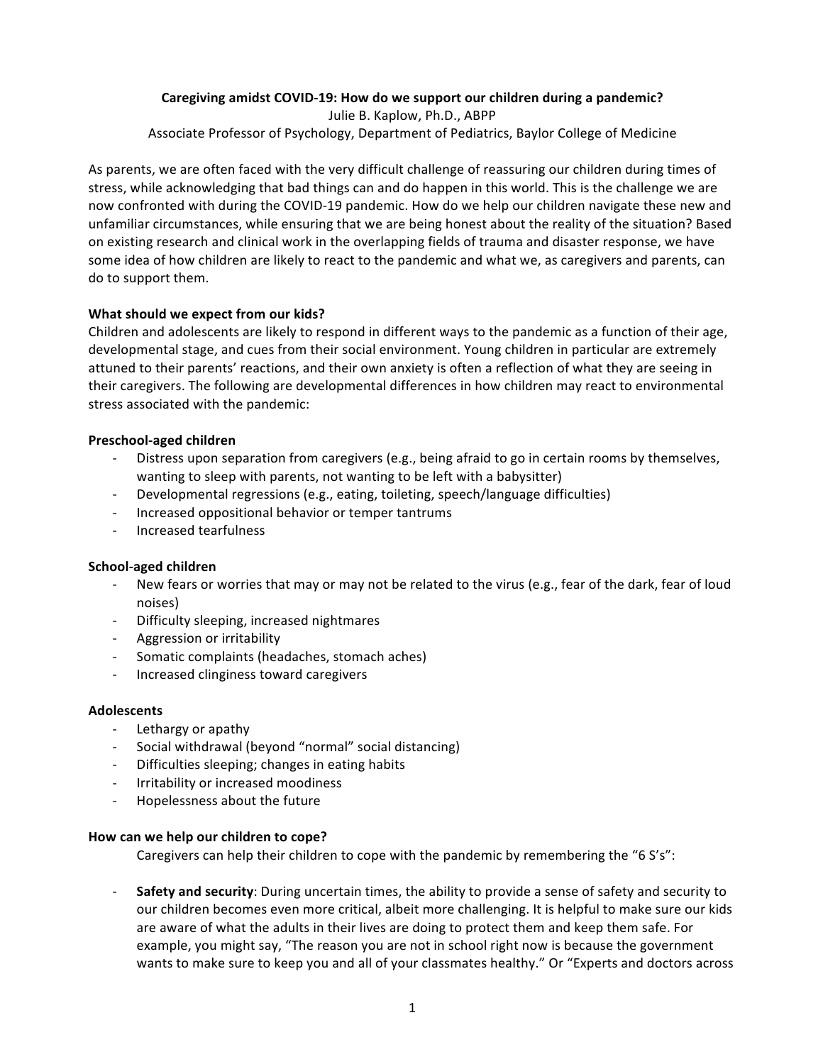**Caregiving amidst COVID-19: How do we support our children during a pandemic?**

Julie B. Kaplow, Ph.D., ABPP

Associate Professor of Psychology, Department of Pediatrics, Baylor College of Medicine

As parents, we are often faced with the very difficult challenge of reassuring our children during times of stress, while acknowledging that bad things can and do happen in this world. This is the challenge we are now confronted with during the COVID-19 pandemic. How do we help our children navigate these new and unfamiliar circumstances, while ensuring that we are being honest about the reality of the situation? Based on existing research and clinical work in the overlapping fields of trauma and disaster response, we have some idea of how children are likely to react to the pandemic and what we, as caregivers and parents, can do to support them.

**What should we expect from our kids?**

Children and adolescents are likely to respond in different ways to the pandemic as a function of their age, developmental stage, and cues from their social environment. Young children in particular are extremely attuned to their parents' reactions, and their own anxiety is often a reflection of what they are seeing in their caregivers. The following are developmental differences in how children may react to environmental stress associated with the pandemic:

**Preschool-aged children**

- Distress upon separation from caregivers (e.g., being afraid to go in certain rooms by themselves, wanting to sleep with parents, not wanting to be left with a babysitter)
- Developmental regressions (e.g., eating, toileting, speech/language difficulties)
- Increased oppositional behavior or temper tantrums
- Increased tearfulness

**School-aged children**

- New fears or worries that may or may not be related to the virus (e.g., fear of the dark, fear of loud noises)
- Difficulty sleeping, increased nightmares
- Aggression or irritability
- Somatic complaints (headaches, stomach aches)
- Increased clinginess toward caregivers

**Adolescents**

- Lethargy or apathy
- Social withdrawal (beyond "normal" social distancing)
- Difficulties sleeping; changes in eating habits
- Irritability or increased moodiness
- Hopelessness about the future

**How can we help our children to cope?**

Caregivers can help their children to cope with the pandemic by remembering the "6 S's":

- **Safety and security**: During uncertain times, the ability to provide a sense of safety and security to our children becomes even more critical, albeit more challenging. It is helpful to make sure our kids are aware of what the adults in their lives are doing to protect them and keep them safe. For example, you might say, "The reason you are not in school right now is because the government wants to make sure to keep you and all of your classmates healthy." Or "Experts and doctors across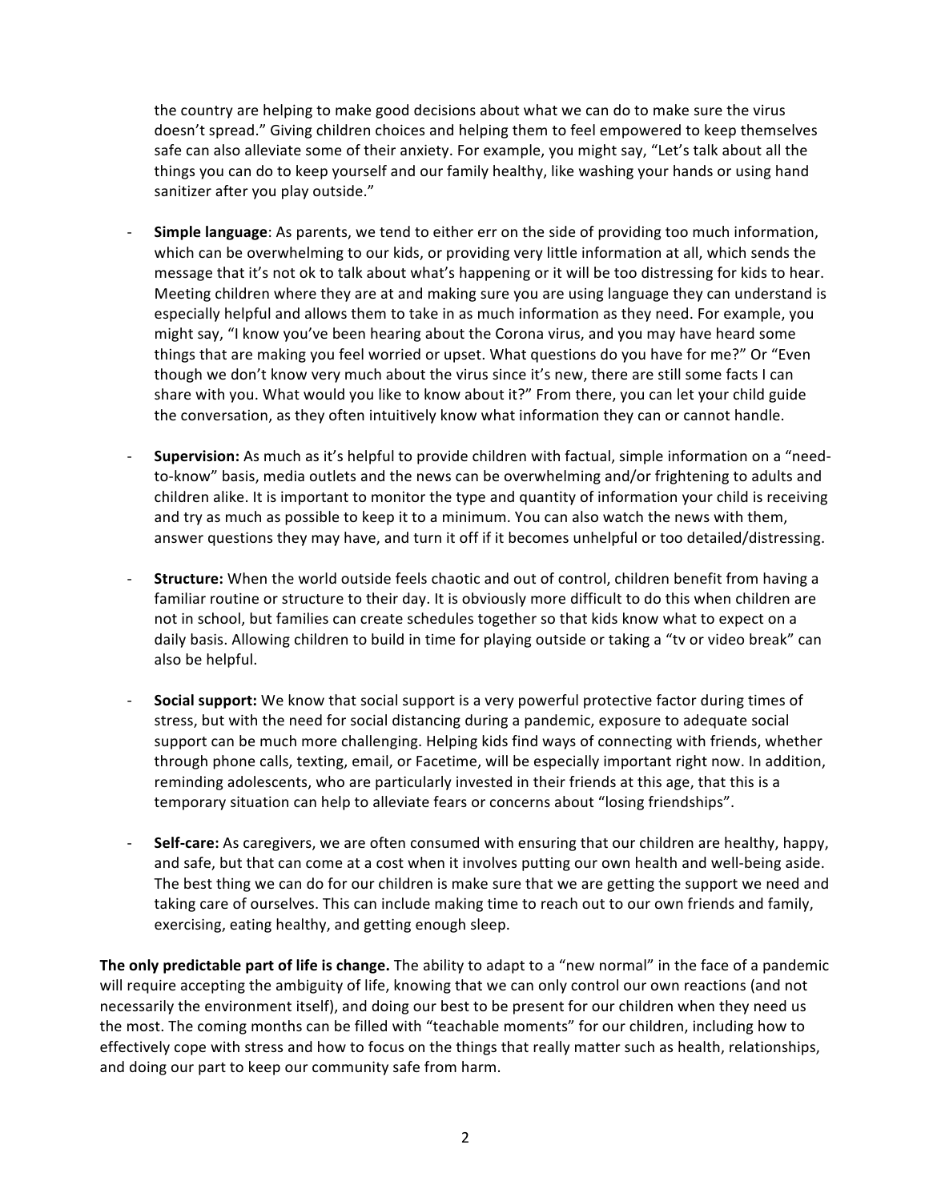the country are helping to make good decisions about what we can do to make sure the virus doesn't spread." Giving children choices and helping them to feel empowered to keep themselves safe can also alleviate some of their anxiety. For example, you might say, "Let's talk about all the things you can do to keep yourself and our family healthy, like washing your hands or using hand sanitizer after you play outside."

- **Simple language**: As parents, we tend to either err on the side of providing too much information, which can be overwhelming to our kids, or providing very little information at all, which sends the message that it's not ok to talk about what's happening or it will be too distressing for kids to hear. Meeting children where they are at and making sure you are using language they can understand is especially helpful and allows them to take in as much information as they need. For example, you might say, "I know you've been hearing about the Corona virus, and you may have heard some things that are making you feel worried or upset. What questions do you have for me?" Or "Even though we don't know very much about the virus since it's new, there are still some facts I can share with you. What would you like to know about it?" From there, you can let your child guide the conversation, as they often intuitively know what information they can or cannot handle.

- **Supervision:** As much as it's helpful to provide children with factual, simple information on a "need-to-know" basis, media outlets and the news can be overwhelming and/or frightening to adults and children alike. It is important to monitor the type and quantity of information your child is receiving and try as much as possible to keep it to a minimum. You can also watch the news with them, answer questions they may have, and turn it off if it becomes unhelpful or too detailed/distressing.

- **Structure:** When the world outside feels chaotic and out of control, children benefit from having a familiar routine or structure to their day. It is obviously more difficult to do this when children are not in school, but families can create schedules together so that kids know what to expect on a daily basis. Allowing children to build in time for playing outside or taking a "tv or video break" can also be helpful.

- **Social support:** We know that social support is a very powerful protective factor during times of stress, but with the need for social distancing during a pandemic, exposure to adequate social support can be much more challenging. Helping kids find ways of connecting with friends, whether through phone calls, texting, email, or Facetime, will be especially important right now. In addition, reminding adolescents, who are particularly invested in their friends at this age, that this is a temporary situation can help to alleviate fears or concerns about "losing friendships".

- **Self-care:** As caregivers, we are often consumed with ensuring that our children are healthy, happy, and safe, but that can come at a cost when it involves putting our own health and well-being aside. The best thing we can do for our children is make sure that we are getting the support we need and taking care of ourselves. This can include making time to reach out to our own friends and family, exercising, eating healthy, and getting enough sleep.

**The only predictable part of life is change.** The ability to adapt to a "new normal" in the face of a pandemic will require accepting the ambiguity of life, knowing that we can only control our own reactions (and not necessarily the environment itself), and doing our best to be present for our children when they need us the most. The coming months can be filled with "teachable moments" for our children, including how to effectively cope with stress and how to focus on the things that really matter such as health, relationships, and doing our part to keep our community safe from harm.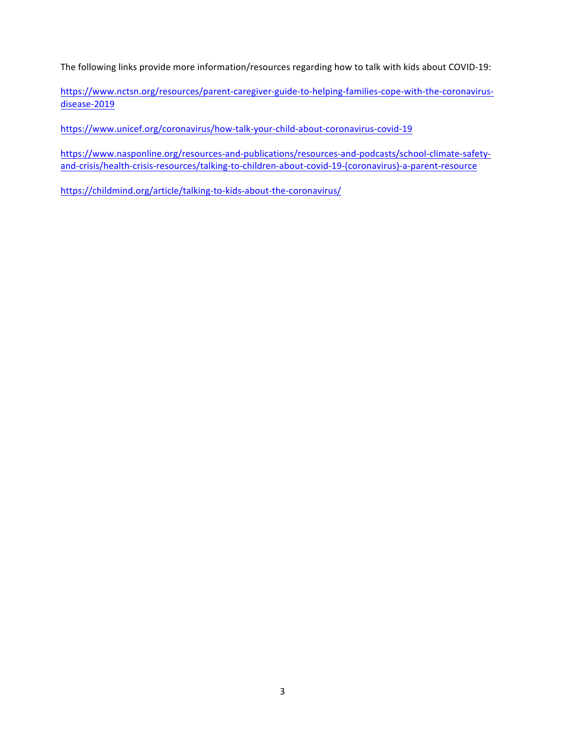The following links provide more information/resources regarding how to talk with kids about COVID-19:

https://www.nctsn.org/resources/parent-caregiver-guide-to-helping-families-cope-with-the-coronavirus-disease-2019

https://www.unicef.org/coronavirus/how-talk-your-child-about-coronavirus-covid-19

https://www.nasponline.org/resources-and-publications/resources-and-podcasts/school-climate-safety-and-crisis/health-crisis-resources/talking-to-children-about-covid-19-(coronavirus)-a-parent-resource

https://childmind.org/article/talking-to-kids-about-the-coronavirus/